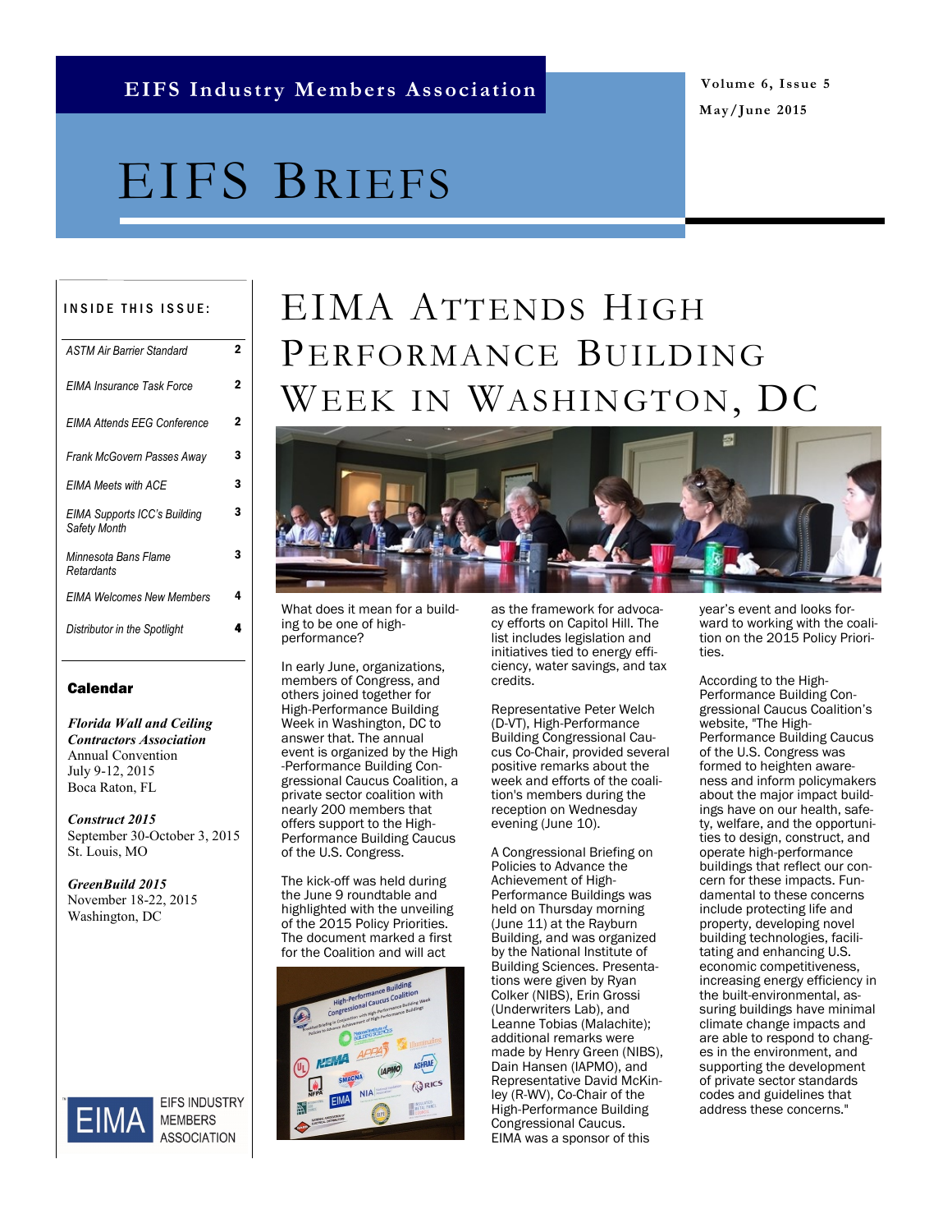EIFS Industry Members Association

Volume 6, Issue 5

May/June 2015

# EIFS Briefs

**INSIDE THIS ISSUE:**

| | |
|---|---|
| *ASTM Air Barrier Standard* | 2 |
| *EIMA Insurance Task Force* | 2 |
| *EIMA Attends EEG Conference* | 2 |
| *Frank McGovern Passes Away* | 3 |
| *EIMA Meets with ACE* | 3 |
| *EIMA Supports ICC's Building Safety Month* | 3 |
| *Minnesota Bans Flame Retardants* | 3 |
| *EIMA Welcomes New Members* | 4 |
| *Distributor in the Spotlight* | 4 |

### Calendar

***Florida Wall and Ceiling Contractors Association***
Annual Convention
July 9-12, 2015
Boca Raton, FL

***Construct 2015***
September 30-October 3, 2015
St. Louis, MO

***GreenBuild 2015***
November 18-22, 2015
Washington, DC

EIMA EIFS INDUSTRY MEMBERS ASSOCIATION

## EIMA Attends High Performance Building Week in Washington, DC

What does it mean for a building to be one of high-performance?

In early June, organizations, members of Congress, and others joined together for High-Performance Building Week in Washington, DC to answer that. The annual event is organized by the High-Performance Building Congressional Caucus Coalition, a private sector coalition with nearly 200 members that offers support to the High-Performance Building Caucus of the U.S. Congress.

The kick-off was held during the June 9 roundtable and highlighted with the unveiling of the 2015 Policy Priorities. The document marked a first for the Coalition and will act as the framework for advocacy efforts on Capitol Hill. The list includes legislation and initiatives tied to energy efficiency, water savings, and tax credits.

Representative Peter Welch (D-VT), High-Performance Building Caucus Co-Chair, provided several positive remarks about the week and efforts of the coalition's members during the reception on Wednesday evening (June 10).

A Congressional Briefing on Policies to Advance the Achievement of High-Performance Buildings was held on Thursday morning (June 11) at the Rayburn Building, and was organized by the National Institute of Building Sciences. Presentations were given by Ryan Colker (NIBS), Erin Grossi (Underwriters Lab), and Leanne Tobias (Malachite); additional remarks were made by Henry Green (NIBS), Dain Hansen (IAPMO), and Representative David McKinley (R-WV), Co-Chair of the High-Performance Building Congressional Caucus. EIMA was a sponsor of this year's event and looks forward to working with the coalition on the 2015 Policy Priorities.

According to the High-Performance Building Congressional Caucus Coalition's website, "The High-Performance Building Caucus of the U.S. Congress was formed to heighten awareness and inform policymakers about the major impact buildings have on our health, safety, welfare, and the opportunities to design, construct, and operate high-performance buildings that reflect our concern for these impacts. Fundamental to these concerns include protecting life and property, developing novel building technologies, facilitating and enhancing U.S. economic competitiveness, increasing energy efficiency in the built-environmental, assuring buildings have minimal climate change impacts and are able to respond to changes in the environment, and supporting the development of private sector standards codes and guidelines that address these concerns."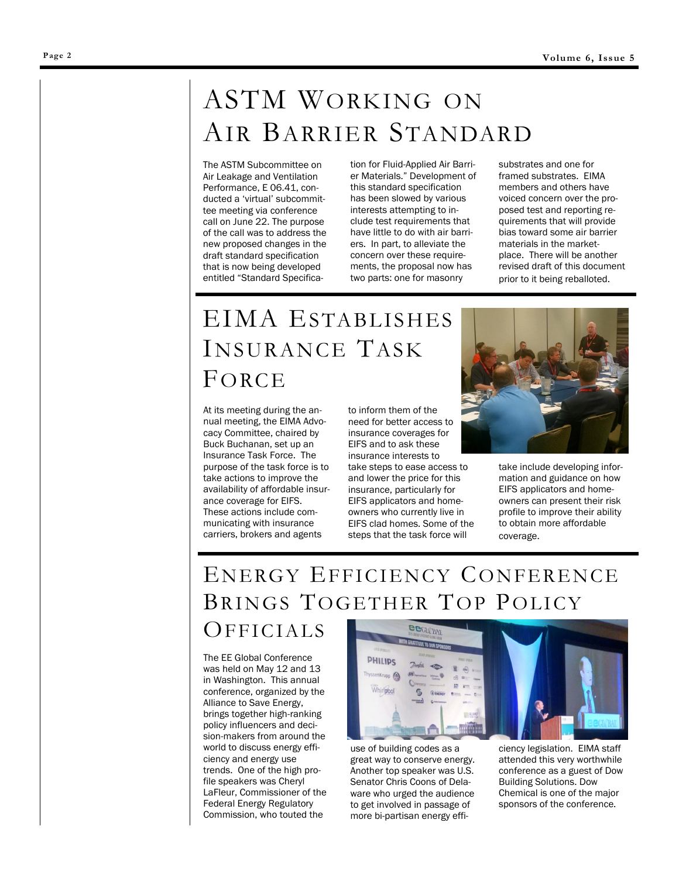# ASTM Working on Air Barrier Standard

The ASTM Subcommittee on Air Leakage and Ventilation Performance, E 06.41, conducted a 'virtual' subcommittee meeting via conference call on June 22. The purpose of the call was to address the new proposed changes in the draft standard specification that is now being developed entitled "Standard Specification for Fluid-Applied Air Barrier Materials." Development of this standard specification has been slowed by various interests attempting to include test requirements that have little to do with air barriers. In part, to alleviate the concern over these requirements, the proposal now has two parts: one for masonry substrates and one for framed substrates. EIMA members and others have voiced concern over the proposed test and reporting requirements that will provide bias toward some air barrier materials in the marketplace. There will be another revised draft of this document prior to it being reballoted.

# EIMA Establishes Insurance Task Force

At its meeting during the annual meeting, the EIMA Advocacy Committee, chaired by Buck Buchanan, set up an Insurance Task Force. The purpose of the task force is to take actions to improve the availability of affordable insurance coverage for EIFS. These actions include communicating with insurance carriers, brokers and agents to inform them of the need for better access to insurance coverages for EIFS and to ask these insurance interests to take steps to ease access to and lower the price for this insurance, particularly for EIFS applicators and homeowners who currently live in EIFS clad homes. Some of the steps that the task force will take include developing information and guidance on how EIFS applicators and homeowners can present their risk profile to improve their ability to obtain more affordable coverage.

# Energy Efficiency Conference Brings Together Top Policy Officials

The EE Global Conference was held on May 12 and 13 in Washington. This annual conference, organized by the Alliance to Save Energy, brings together high-ranking policy influencers and decision-makers from around the world to discuss energy efficiency and energy use trends. One of the high profile speakers was Cheryl LaFleur, Commissioner of the Federal Energy Regulatory Commission, who touted the use of building codes as a great way to conserve energy. Another top speaker was U.S. Senator Chris Coons of Delaware who urged the audience to get involved in passage of more bi-partisan energy efficiency legislation. EIMA staff attended this very worthwhile conference as a guest of Dow Building Solutions. Dow Chemical is one of the major sponsors of the conference.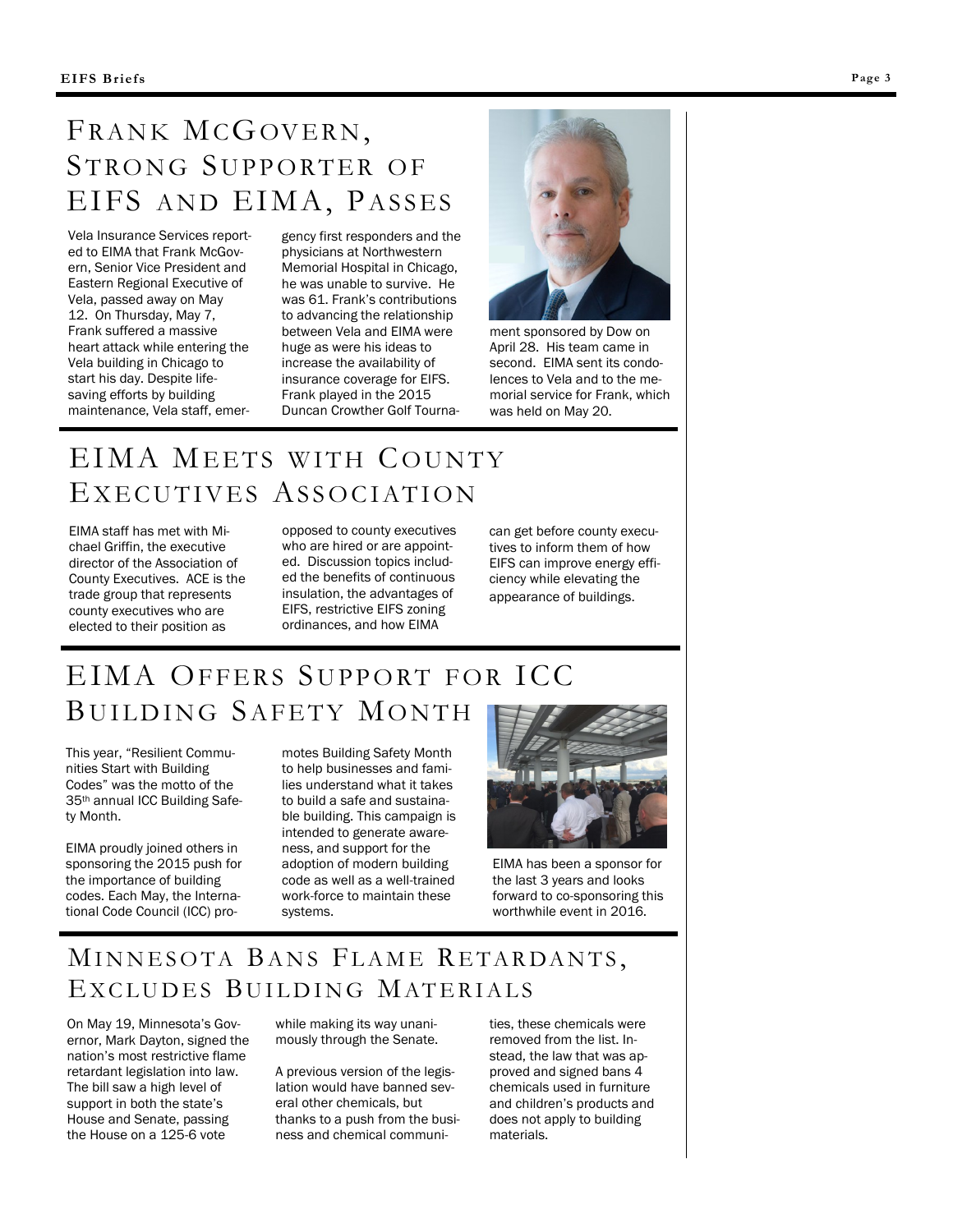# Frank McGovern, Strong Supporter of EIFS and EIMA, Passes

Vela Insurance Services reported to EIMA that Frank McGovern, Senior Vice President and Eastern Regional Executive of Vela, passed away on May 12. On Thursday, May 7, Frank suffered a massive heart attack while entering the Vela building in Chicago to start his day. Despite life-saving efforts by building maintenance, Vela staff, emergency first responders and the physicians at Northwestern Memorial Hospital in Chicago, he was unable to survive. He was 61. Frank's contributions to advancing the relationship between Vela and EIMA were huge as were his ideas to increase the availability of insurance coverage for EIFS. Frank played in the 2015 Duncan Crowther Golf Tournament sponsored by Dow on April 28. His team came in second. EIMA sent its condolences to Vela and to the memorial service for Frank, which was held on May 20.

# EIMA Meets with County Executives Association

EIMA staff has met with Michael Griffin, the executive director of the Association of County Executives. ACE is the trade group that represents county executives who are elected to their position as opposed to county executives who are hired or are appointed. Discussion topics included the benefits of continuous insulation, the advantages of EIFS, restrictive EIFS zoning ordinances, and how EIMA can get before county executives to inform them of how EIFS can improve energy efficiency while elevating the appearance of buildings.

# EIMA Offers Support for ICC Building Safety Month

This year, "Resilient Communities Start with Building Codes" was the motto of the 35th annual ICC Building Safety Month.

EIMA proudly joined others in sponsoring the 2015 push for the importance of building codes. Each May, the International Code Council (ICC) promotes Building Safety Month to help businesses and families understand what it takes to build a safe and sustainable building. This campaign is intended to generate awareness, and support for the adoption of modern building code as well as a well-trained work-force to maintain these systems.

EIMA has been a sponsor for the last 3 years and looks forward to co-sponsoring this worthwhile event in 2016.

# Minnesota Bans Flame Retardants, Excludes Building Materials

On May 19, Minnesota's Governor, Mark Dayton, signed the nation's most restrictive flame retardant legislation into law. The bill saw a high level of support in both the state's House and Senate, passing the House on a 125-6 vote while making its way unanimously through the Senate.

A previous version of the legislation would have banned several other chemicals, but thanks to a push from the business and chemical communities, these chemicals were removed from the list. Instead, the law that was approved and signed bans 4 chemicals used in furniture and children's products and does not apply to building materials.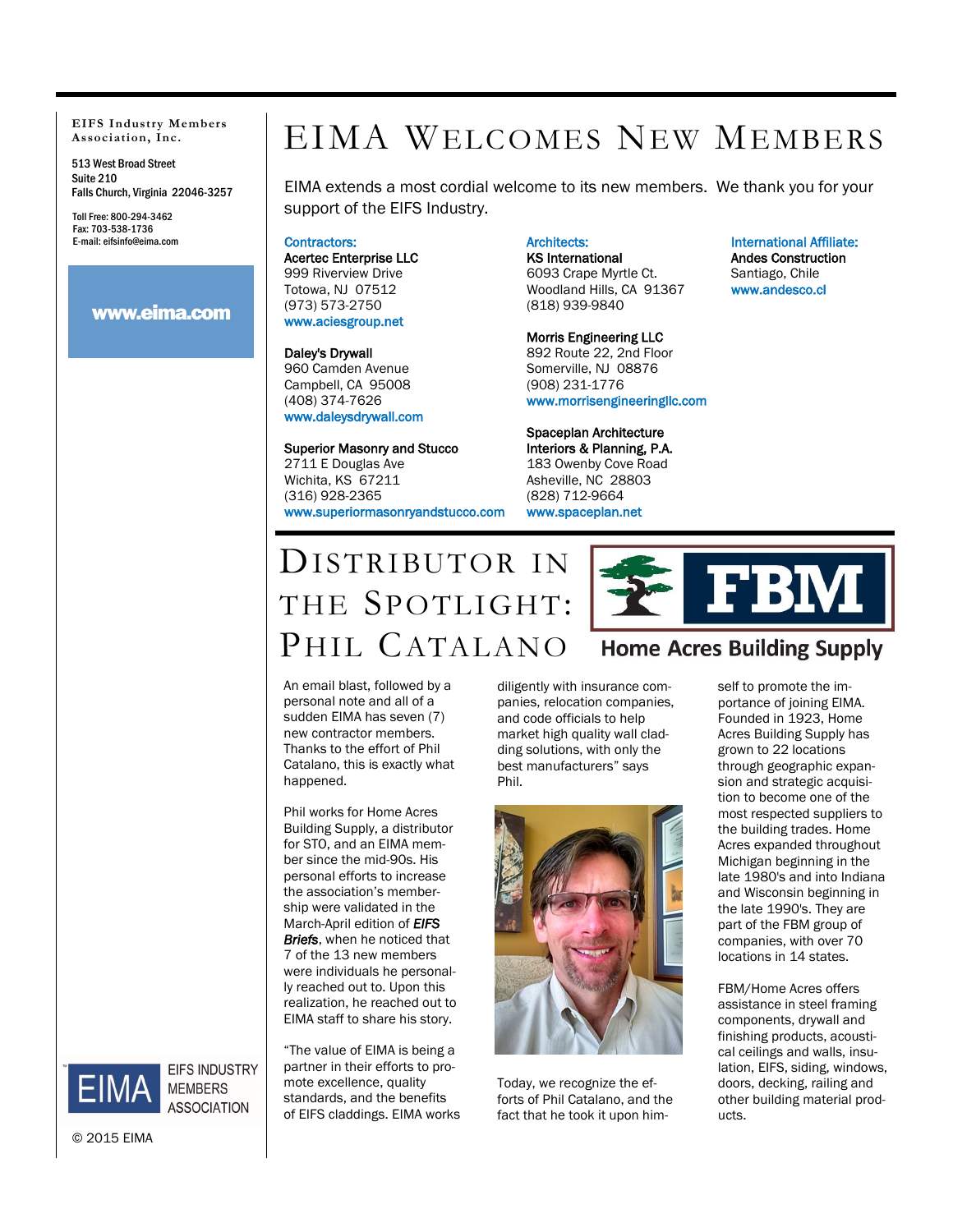EIFS Industry Members Association, Inc.

513 West Broad Street
Suite 210
Falls Church, Virginia 22046-3257

Toll Free: 800-294-3462
Fax: 703-538-1736
E-mail: eifsinfo@eima.com

www.eima.com

# EIMA Welcomes New Members

EIMA extends a most cordial welcome to its new members. We thank you for your support of the EIFS Industry.

**Contractors:**

**Acertec Enterprise LLC**
999 Riverview Drive
Totowa, NJ 07512
(973) 573-2750
www.aciesgroup.net

**Daley's Drywall**
960 Camden Avenue
Campbell, CA 95008
(408) 374-7626
www.daleysdrywall.com

**Superior Masonry and Stucco**
2711 E Douglas Ave
Wichita, KS 67211
(316) 928-2365
www.superiormasonryandstucco.com

**Architects:**

**KS International**
6093 Crape Myrtle Ct.
Woodland Hills, CA 91367
(818) 939-9840

**Morris Engineering LLC**
892 Route 22, 2nd Floor
Somerville, NJ 08876
(908) 231-1776
www.morrisengineeringllc.com

**Spaceplan Architecture Interiors & Planning, P.A.**
183 Owenby Cove Road
Asheville, NC 28803
(828) 712-9664
www.spaceplan.net

**International Affiliate:**

**Andes Construction**
Santiago, Chile
www.andesco.cl

# Distributor in the Spotlight: Phil Catalano

FBM

Home Acres Building Supply

An email blast, followed by a personal note and all of a sudden EIMA has seven (7) new contractor members. Thanks to the effort of Phil Catalano, this is exactly what happened.

Phil works for Home Acres Building Supply, a distributor for STO, and an EIMA member since the mid-90s. His personal efforts to increase the association's membership were validated in the March-April edition of ***EIFS Briefs***, when he noticed that 7 of the 13 new members were individuals he personally reached out to. Upon this realization, he reached out to EIMA staff to share his story.

"The value of EIMA is being a partner in their efforts to promote excellence, quality standards, and the benefits of EIFS claddings. EIMA works diligently with insurance companies, relocation companies, and code officials to help market high quality wall cladding solutions, with only the best manufacturers" says Phil.

Today, we recognize the efforts of Phil Catalano, and the fact that he took it upon himself to promote the importance of joining EIMA. Founded in 1923, Home Acres Building Supply has grown to 22 locations through geographic expansion and strategic acquisition to become one of the most respected suppliers to the building trades. Home Acres expanded throughout Michigan beginning in the late 1980's and into Indiana and Wisconsin beginning in the late 1990's. They are part of the FBM group of companies, with over 70 locations in 14 states.

FBM/Home Acres offers assistance in steel framing components, drywall and finishing products, acoustical ceilings and walls, insulation, EIFS, siding, windows, doors, decking, railing and other building material products.

EIMA EIFS INDUSTRY MEMBERS ASSOCIATION

© 2015 EIMA